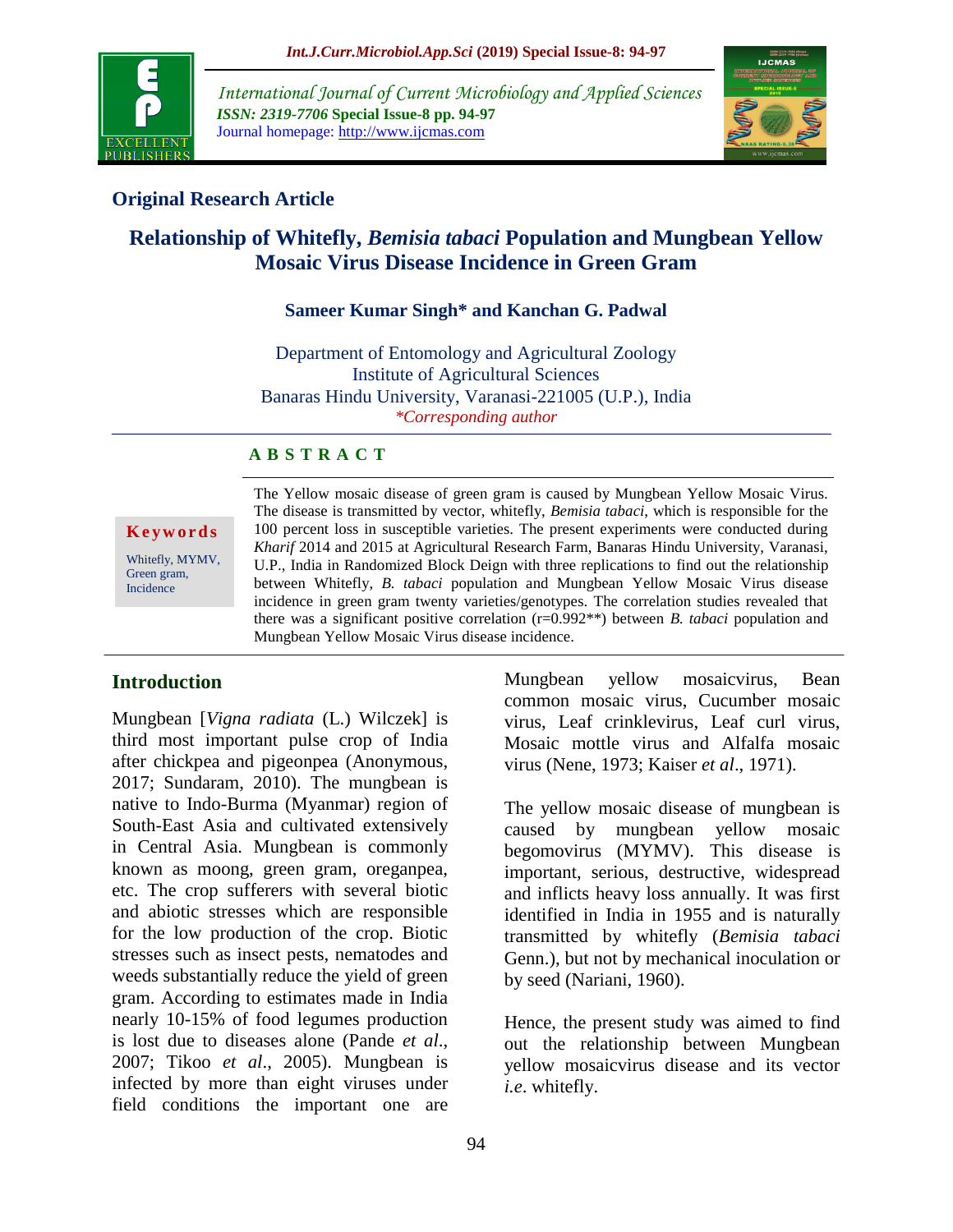## Original Research Article

# Relationship of Whitefly, *Bemisia tabaci* Population and Mungbean Yellow Mosaic Virus Disease Incidence in Green Gram

**Sameer Kumar Singh* and Kanchan G. Padwal**

Department of Entomology and Agricultural Zoology
Institute of Agricultural Sciences
Banaras Hindu University, Varanasi-221005 (U.P.), India
*Corresponding author

### ABSTRACT

**Keywords**

Whitefly, MYMV, Green gram, Incidence

The Yellow mosaic disease of green gram is caused by Mungbean Yellow Mosaic Virus. The disease is transmitted by vector, whitefly, *Bemisia tabaci*, which is responsible for the 100 percent loss in susceptible varieties. The present experiments were conducted during *Kharif* 2014 and 2015 at Agricultural Research Farm, Banaras Hindu University, Varanasi, U.P., India in Randomized Block Deign with three replications to find out the relationship between Whitefly, *B. tabaci* population and Mungbean Yellow Mosaic Virus disease incidence in green gram twenty varieties/genotypes. The correlation studies revealed that there was a significant positive correlation (r=0.992**) between *B. tabaci* population and Mungbean Yellow Mosaic Virus disease incidence.

## Introduction

Mungbean [*Vigna radiata* (L.) Wilczek] is third most important pulse crop of India after chickpea and pigeonpea (Anonymous, 2017; Sundaram, 2010). The mungbean is native to Indo-Burma (Myanmar) region of South-East Asia and cultivated extensively in Central Asia. Mungbean is commonly known as moong, green gram, oreganpea, etc. The crop sufferers with several biotic and abiotic stresses which are responsible for the low production of the crop. Biotic stresses such as insect pests, nematodes and weeds substantially reduce the yield of green gram. According to estimates made in India nearly 10-15% of food legumes production is lost due to diseases alone (Pande *et al.*, 2007; Tikoo *et al*., 2005). Mungbean is infected by more than eight viruses under field conditions the important one are Mungbean yellow mosaicvirus, Bean common mosaic virus, Cucumber mosaic virus, Leaf crinklevirus, Leaf curl virus, Mosaic mottle virus and Alfalfa mosaic virus (Nene, 1973; Kaiser *et al*., 1971).

The yellow mosaic disease of mungbean is caused by mungbean yellow mosaic begomovirus (MYMV). This disease is important, serious, destructive, widespread and inflicts heavy loss annually. It was first identified in India in 1955 and is naturally transmitted by whitefly (*Bemisia tabaci* Genn.), but not by mechanical inoculation or by seed (Nariani, 1960).

Hence, the present study was aimed to find out the relationship between Mungbean yellow mosaicvirus disease and its vector *i.e*. whitefly.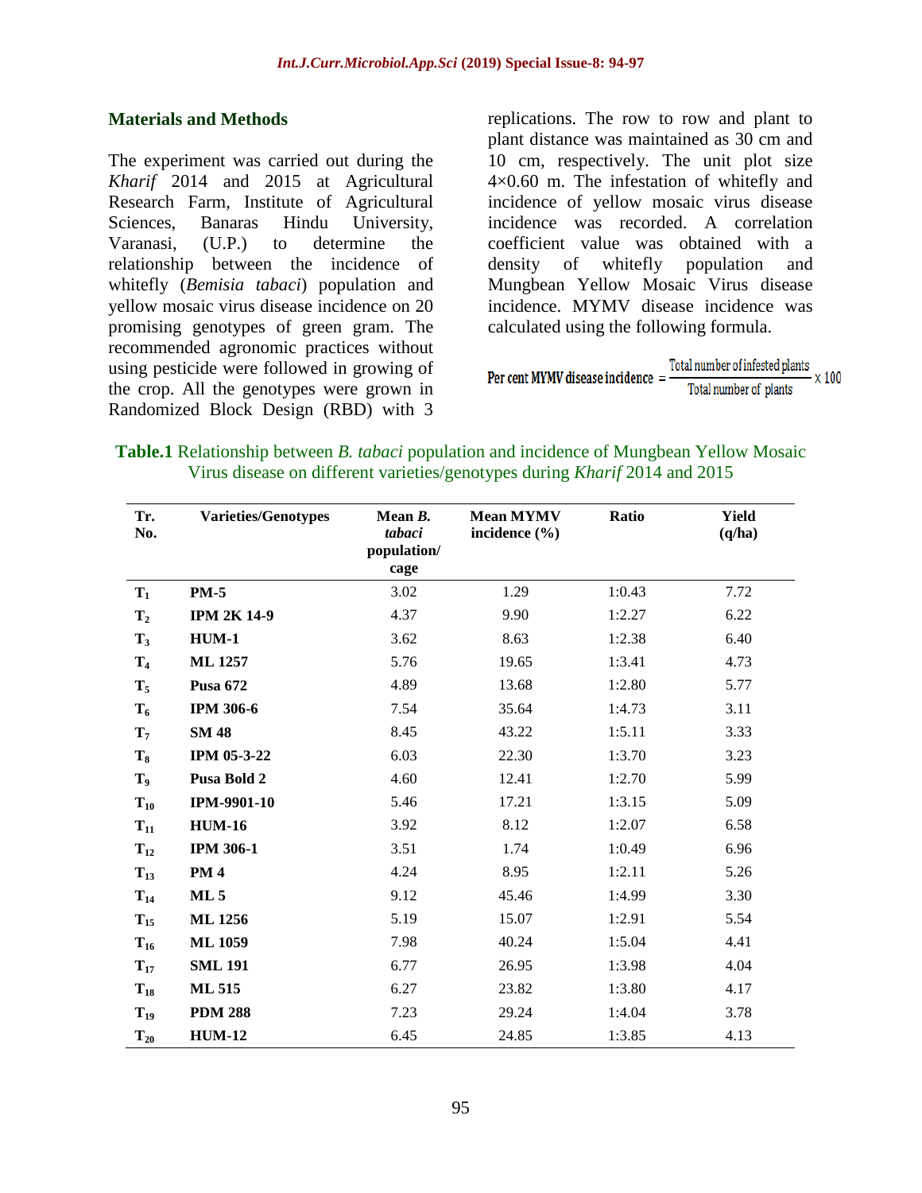## Materials and Methods

The experiment was carried out during the *Kharif* 2014 and 2015 at Agricultural Research Farm, Institute of Agricultural Sciences, Banaras Hindu University, Varanasi, (U.P.) to determine the relationship between the incidence of whitefly (*Bemisia tabaci*) population and yellow mosaic virus disease incidence on 20 promising genotypes of green gram. The recommended agronomic practices without using pesticide were followed in growing of the crop. All the genotypes were grown in Randomized Block Design (RBD) with 3 replications. The row to row and plant to plant distance was maintained as 30 cm and 10 cm, respectively. The unit plot size 4×0.60 m. The infestation of whitefly and incidence of yellow mosaic virus disease incidence was recorded. A correlation coefficient value was obtained with a density of whitefly population and Mungbean Yellow Mosaic Virus disease incidence. MYMV disease incidence was calculated using the following formula.

$$\text{Per cent MYMV disease incidence} = \frac{\text{Total number of infested plants}}{\text{Total number of plants}} \times 100$$

**Table.1** Relationship between *B. tabaci* population and incidence of Mungbean Yellow Mosaic Virus disease on different varieties/genotypes during *Kharif* 2014 and 2015

| Tr. No. | Varieties/Genotypes | Mean *B. tabaci* population/ cage | Mean MYMV incidence (%) | Ratio | Yield (q/ha) |
|---|---|---|---|---|---|
| $T_1$ | **PM-5** | 3.02 | 1.29 | 1:0.43 | 7.72 |
| $T_2$ | **IPM 2K 14-9** | 4.37 | 9.90 | 1:2.27 | 6.22 |
| $T_3$ | **HUM-1** | 3.62 | 8.63 | 1:2.38 | 6.40 |
| $T_4$ | **ML 1257** | 5.76 | 19.65 | 1:3.41 | 4.73 |
| $T_5$ | **Pusa 672** | 4.89 | 13.68 | 1:2.80 | 5.77 |
| $T_6$ | **IPM 306-6** | 7.54 | 35.64 | 1:4.73 | 3.11 |
| $T_7$ | **SM 48** | 8.45 | 43.22 | 1:5.11 | 3.33 |
| $T_8$ | **IPM 05-3-22** | 6.03 | 22.30 | 1:3.70 | 3.23 |
| $T_9$ | **Pusa Bold 2** | 4.60 | 12.41 | 1:2.70 | 5.99 |
| $T_{10}$ | **IPM-9901-10** | 5.46 | 17.21 | 1:3.15 | 5.09 |
| $T_{11}$ | **HUM-16** | 3.92 | 8.12 | 1:2.07 | 6.58 |
| $T_{12}$ | **IPM 306-1** | 3.51 | 1.74 | 1:0.49 | 6.96 |
| $T_{13}$ | **PM 4** | 4.24 | 8.95 | 1:2.11 | 5.26 |
| $T_{14}$ | **ML 5** | 9.12 | 45.46 | 1:4.99 | 3.30 |
| $T_{15}$ | **ML 1256** | 5.19 | 15.07 | 1:2.91 | 5.54 |
| $T_{16}$ | **ML 1059** | 7.98 | 40.24 | 1:5.04 | 4.41 |
| $T_{17}$ | **SML 191** | 6.77 | 26.95 | 1:3.98 | 4.04 |
| $T_{18}$ | **ML 515** | 6.27 | 23.82 | 1:3.80 | 4.17 |
| $T_{19}$ | **PDM 288** | 7.23 | 29.24 | 1:4.04 | 3.78 |
| $T_{20}$ | **HUM-12** | 6.45 | 24.85 | 1:3.85 | 4.13 |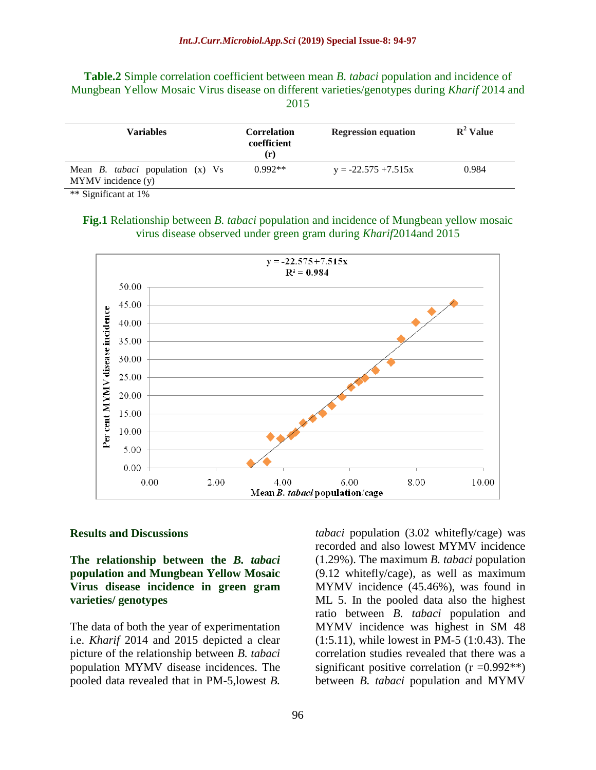**Table.2** Simple correlation coefficient between mean *B. tabaci* population and incidence of Mungbean Yellow Mosaic Virus disease on different varieties/genotypes during *Kharif* 2014 and 2015

| Variables | Correlation coefficient (r) | Regression equation | $R^2$ Value |
|---|---|---|---|
| Mean *B. tabaci* population (x) Vs MYMV incidence (y) | 0.992** | $y = -22.575 + 7.515x$ | 0.984 |

** Significant at 1%

**Fig.1** Relationship between *B. tabaci* population and incidence of Mungbean yellow mosaic virus disease observed under green gram during *Kharif*2014and 2015

## Results and Discussions

### The relationship between the *B. tabaci* population and Mungbean Yellow Mosaic Virus disease incidence in green gram varieties/ genotypes

The data of both the year of experimentation i.e. *Kharif* 2014 and 2015 depicted a clear picture of the relationship between *B. tabaci* population MYMV disease incidences. The pooled data revealed that in PM-5,lowest *B. tabaci* population (3.02 whitefly/cage) was recorded and also lowest MYMV incidence (1.29%). The maximum *B. tabaci* population (9.12 whitefly/cage), as well as maximum MYMV incidence (45.46%), was found in ML 5. In the pooled data also the highest ratio between *B. tabaci* population and MYMV incidence was highest in SM 48 (1:5.11), while lowest in PM-5 (1:0.43). The correlation studies revealed that there was a significant positive correlation (r =0.992**) between *B. tabaci* population and MYMV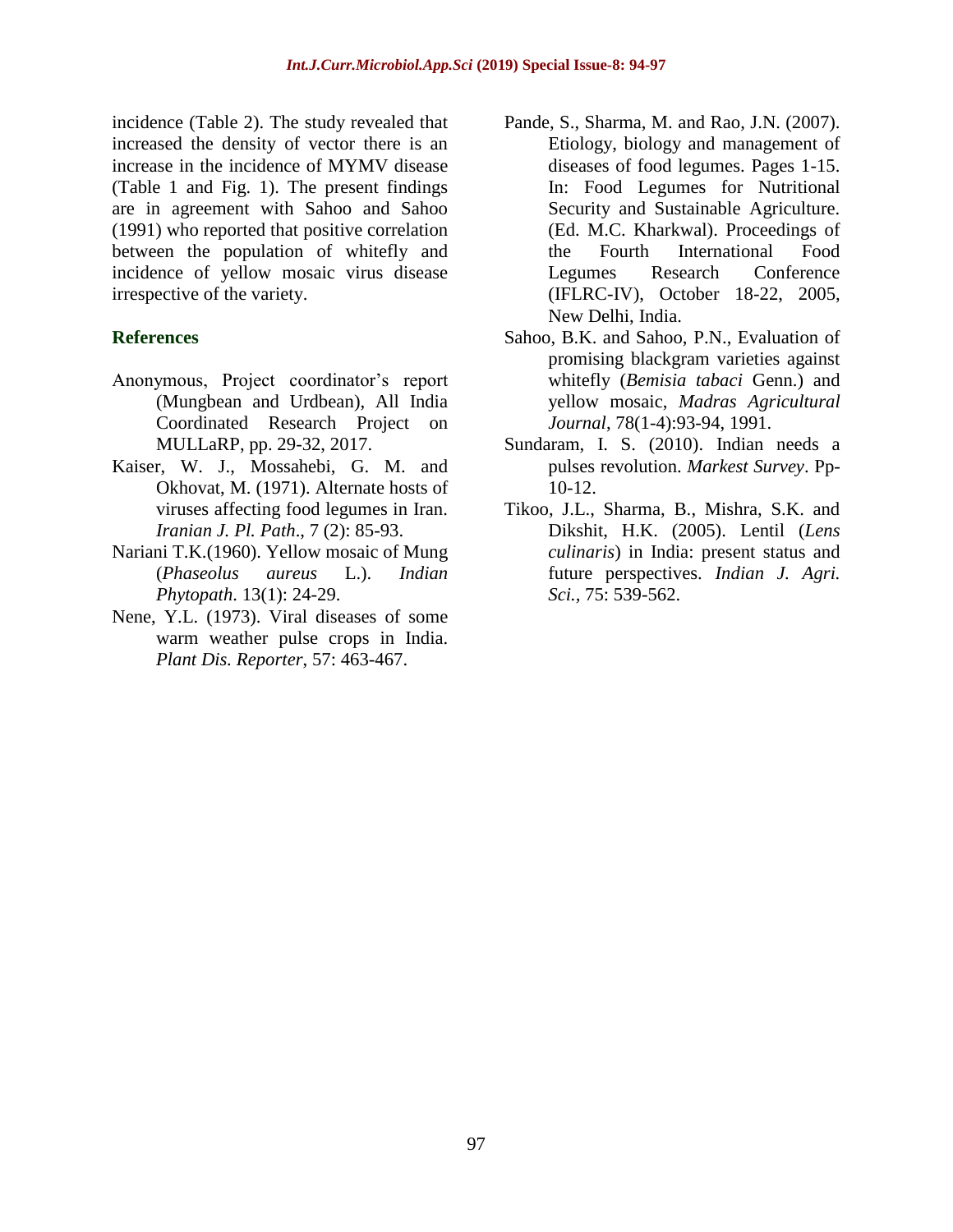incidence (Table 2). The study revealed that increased the density of vector there is an increase in the incidence of MYMV disease (Table 1 and Fig. 1). The present findings are in agreement with Sahoo and Sahoo (1991) who reported that positive correlation between the population of whitefly and incidence of yellow mosaic virus disease irrespective of the variety.

## References

Anonymous, Project coordinator's report (Mungbean and Urdbean), All India Coordinated Research Project on MULLaRP, pp. 29-32, 2017.

Kaiser, W. J., Mossahebi, G. M. and Okhovat, M. (1971). Alternate hosts of viruses affecting food legumes in Iran. *Iranian J. Pl. Path*., 7 (2): 85-93.

Nariani T.K.(1960). Yellow mosaic of Mung (*Phaseolus aureus* L.). *Indian Phytopath*. 13(1): 24-29.

Nene, Y.L. (1973). Viral diseases of some warm weather pulse crops in India. *Plant Dis. Reporter*, 57: 463-467.

Pande, S., Sharma, M. and Rao, J.N. (2007). Etiology, biology and management of diseases of food legumes. Pages 1-15. In: Food Legumes for Nutritional Security and Sustainable Agriculture. (Ed. M.C. Kharkwal). Proceedings of the Fourth International Food Legumes Research Conference (IFLRC-IV), October 18-22, 2005, New Delhi, India.

Sahoo, B.K. and Sahoo, P.N., Evaluation of promising blackgram varieties against whitefly (*Bemisia tabaci* Genn.) and yellow mosaic, *Madras Agricultural Journal*, 78(1-4):93-94, 1991.

Sundaram, I. S. (2010). Indian needs a pulses revolution. *Markest Survey*. Pp-10-12.

Tikoo, J.L., Sharma, B., Mishra, S.K. and Dikshit, H.K. (2005). Lentil (*Lens culinaris*) in India: present status and future perspectives. *Indian J. Agri. Sci.*, 75: 539-562.